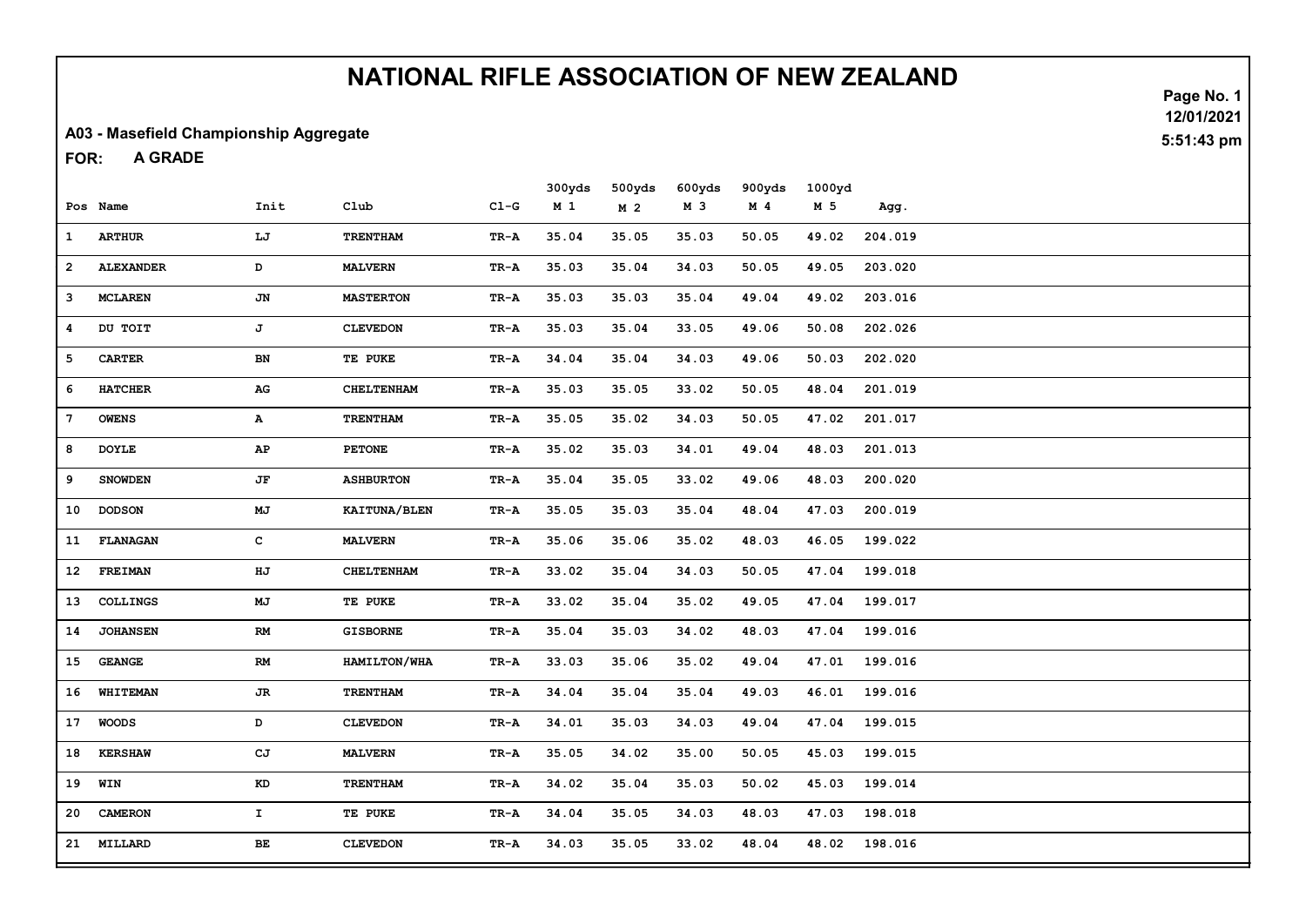# NATIONAL RIFLE ASSOCIATION OF NEW ZEALAND

**A03 - Masefield Championship Aggregate**

**FOR: A GRADE**

| Pos | Name | Init | Club | Cl-G | 300yds M 1 | 500yds M 2 | 600yds M 3 | 900yds M 4 | 1000yd M 5 | Agg. |
|---|---|---|---|---|---|---|---|---|---|---|
| 1 | ARTHUR | LJ | TRENTHAM | TR-A | 35.04 | 35.05 | 35.03 | 50.05 | 49.02 | 204.019 |
| 2 | ALEXANDER | D | MALVERN | TR-A | 35.03 | 35.04 | 34.03 | 50.05 | 49.05 | 203.020 |
| 3 | MCLAREN | JN | MASTERTON | TR-A | 35.03 | 35.03 | 35.04 | 49.04 | 49.02 | 203.016 |
| 4 | DU TOIT | J | CLEVEDON | TR-A | 35.03 | 35.04 | 33.05 | 49.06 | 50.08 | 202.026 |
| 5 | CARTER | BN | TE PUKE | TR-A | 34.04 | 35.04 | 34.03 | 49.06 | 50.03 | 202.020 |
| 6 | HATCHER | AG | CHELTENHAM | TR-A | 35.03 | 35.05 | 33.02 | 50.05 | 48.04 | 201.019 |
| 7 | OWENS | A | TRENTHAM | TR-A | 35.05 | 35.02 | 34.03 | 50.05 | 47.02 | 201.017 |
| 8 | DOYLE | AP | PETONE | TR-A | 35.02 | 35.03 | 34.01 | 49.04 | 48.03 | 201.013 |
| 9 | SNOWDEN | JF | ASHBURTON | TR-A | 35.04 | 35.05 | 33.02 | 49.06 | 48.03 | 200.020 |
| 10 | DODSON | MJ | KAITUNA/BLEN | TR-A | 35.05 | 35.03 | 35.04 | 48.04 | 47.03 | 200.019 |
| 11 | FLANAGAN | C | MALVERN | TR-A | 35.06 | 35.06 | 35.02 | 48.03 | 46.05 | 199.022 |
| 12 | FREIMAN | HJ | CHELTENHAM | TR-A | 33.02 | 35.04 | 34.03 | 50.05 | 47.04 | 199.018 |
| 13 | COLLINGS | MJ | TE PUKE | TR-A | 33.02 | 35.04 | 35.02 | 49.05 | 47.04 | 199.017 |
| 14 | JOHANSEN | RM | GISBORNE | TR-A | 35.04 | 35.03 | 34.02 | 48.03 | 47.04 | 199.016 |
| 15 | GEANGE | RM | HAMILTON/WHA | TR-A | 33.03 | 35.06 | 35.02 | 49.04 | 47.01 | 199.016 |
| 16 | WHITEMAN | JR | TRENTHAM | TR-A | 34.04 | 35.04 | 35.04 | 49.03 | 46.01 | 199.016 |
| 17 | WOODS | D | CLEVEDON | TR-A | 34.01 | 35.03 | 34.03 | 49.04 | 47.04 | 199.015 |
| 18 | KERSHAW | CJ | MALVERN | TR-A | 35.05 | 34.02 | 35.00 | 50.05 | 45.03 | 199.015 |
| 19 | WIN | KD | TRENTHAM | TR-A | 34.02 | 35.04 | 35.03 | 50.02 | 45.03 | 199.014 |
| 20 | CAMERON | I | TE PUKE | TR-A | 34.04 | 35.05 | 34.03 | 48.03 | 47.03 | 198.018 |
| 21 | MILLARD | BE | CLEVEDON | TR-A | 34.03 | 35.05 | 33.02 | 48.04 | 48.02 | 198.016 |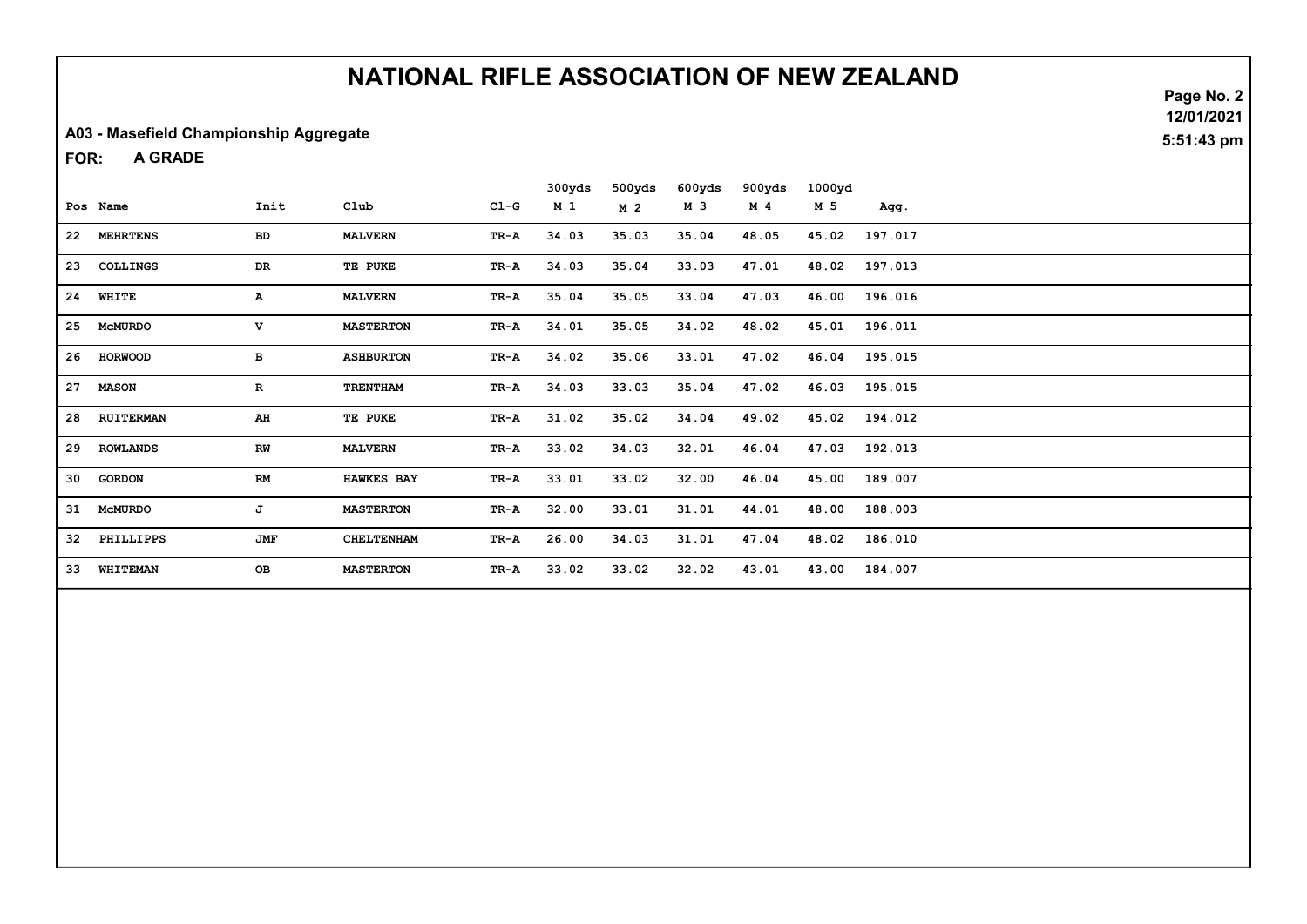# NATIONAL RIFLE ASSOCIATION OF NEW ZEALAND

**A03 - Masefield Championship Aggregate**

**FOR: A GRADE**

12/01/2021
5:51:43 pm

| Pos | Name | Init | Club | Cl-G | 300yds M 1 | 500yds M 2 | 600yds M 3 | 900yds M 4 | 1000yd M 5 | Agg. |
|---|---|---|---|---|---|---|---|---|---|---|
| 22 | MEHRTENS | BD | MALVERN | TR-A | 34.03 | 35.03 | 35.04 | 48.05 | 45.02 | 197.017 |
| 23 | COLLINGS | DR | TE PUKE | TR-A | 34.03 | 35.04 | 33.03 | 47.01 | 48.02 | 197.013 |
| 24 | WHITE | A | MALVERN | TR-A | 35.04 | 35.05 | 33.04 | 47.03 | 46.00 | 196.016 |
| 25 | McMURDO | V | MASTERTON | TR-A | 34.01 | 35.05 | 34.02 | 48.02 | 45.01 | 196.011 |
| 26 | HORWOOD | B | ASHBURTON | TR-A | 34.02 | 35.06 | 33.01 | 47.02 | 46.04 | 195.015 |
| 27 | MASON | R | TRENTHAM | TR-A | 34.03 | 33.03 | 35.04 | 47.02 | 46.03 | 195.015 |
| 28 | RUITERMAN | AH | TE PUKE | TR-A | 31.02 | 35.02 | 34.04 | 49.02 | 45.02 | 194.012 |
| 29 | ROWLANDS | RW | MALVERN | TR-A | 33.02 | 34.03 | 32.01 | 46.04 | 47.03 | 192.013 |
| 30 | GORDON | RM | HAWKES BAY | TR-A | 33.01 | 33.02 | 32.00 | 46.04 | 45.00 | 189.007 |
| 31 | McMURDO | J | MASTERTON | TR-A | 32.00 | 33.01 | 31.01 | 44.01 | 48.00 | 188.003 |
| 32 | PHILLIPPS | JMF | CHELTENHAM | TR-A | 26.00 | 34.03 | 31.01 | 47.04 | 48.02 | 186.010 |
| 33 | WHITEMAN | OB | MASTERTON | TR-A | 33.02 | 33.02 | 32.02 | 43.01 | 43.00 | 184.007 |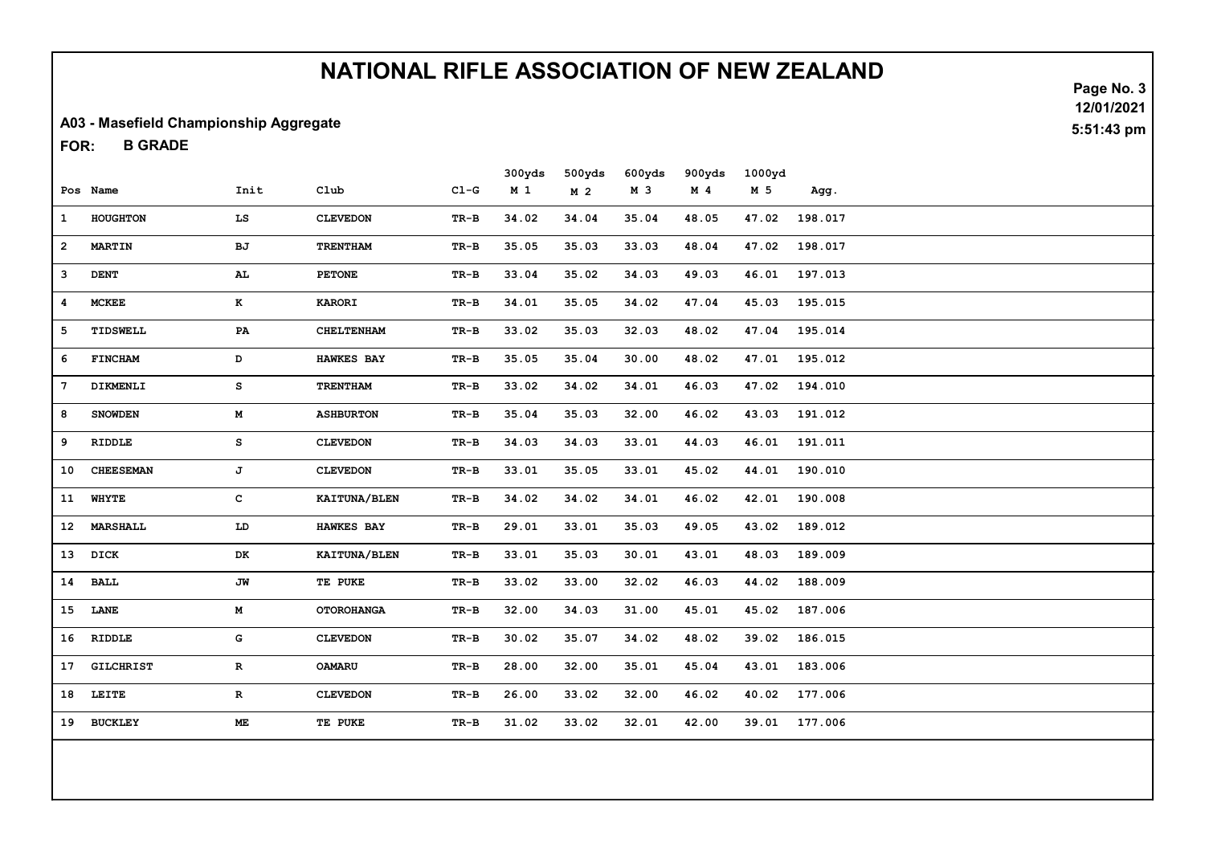# NATIONAL RIFLE ASSOCIATION OF NEW ZEALAND

12/01/2021

5:51:43 pm

**A03 - Masefield Championship Aggregate**

**FOR: B GRADE**

| Pos | Name | Init | Club | Cl-G | 300yds M 1 | 500yds M 2 | 600yds M 3 | 900yds M 4 | 1000yd M 5 | Agg. |
|---|---|---|---|---|---|---|---|---|---|---|
| 1 | HOUGHTON | LS | CLEVEDON | TR-B | 34.02 | 34.04 | 35.04 | 48.05 | 47.02 | 198.017 |
| 2 | MARTIN | BJ | TRENTHAM | TR-B | 35.05 | 35.03 | 33.03 | 48.04 | 47.02 | 198.017 |
| 3 | DENT | AL | PETONE | TR-B | 33.04 | 35.02 | 34.03 | 49.03 | 46.01 | 197.013 |
| 4 | MCKEE | K | KARORI | TR-B | 34.01 | 35.05 | 34.02 | 47.04 | 45.03 | 195.015 |
| 5 | TIDSWELL | PA | CHELTENHAM | TR-B | 33.02 | 35.03 | 32.03 | 48.02 | 47.04 | 195.014 |
| 6 | FINCHAM | D | HAWKES BAY | TR-B | 35.05 | 35.04 | 30.00 | 48.02 | 47.01 | 195.012 |
| 7 | DIKMENLI | S | TRENTHAM | TR-B | 33.02 | 34.02 | 34.01 | 46.03 | 47.02 | 194.010 |
| 8 | SNOWDEN | M | ASHBURTON | TR-B | 35.04 | 35.03 | 32.00 | 46.02 | 43.03 | 191.012 |
| 9 | RIDDLE | S | CLEVEDON | TR-B | 34.03 | 34.03 | 33.01 | 44.03 | 46.01 | 191.011 |
| 10 | CHEESEMAN | J | CLEVEDON | TR-B | 33.01 | 35.05 | 33.01 | 45.02 | 44.01 | 190.010 |
| 11 | WHYTE | C | KAITUNA/BLEN | TR-B | 34.02 | 34.02 | 34.01 | 46.02 | 42.01 | 190.008 |
| 12 | MARSHALL | LD | HAWKES BAY | TR-B | 29.01 | 33.01 | 35.03 | 49.05 | 43.02 | 189.012 |
| 13 | DICK | DK | KAITUNA/BLEN | TR-B | 33.01 | 35.03 | 30.01 | 43.01 | 48.03 | 189.009 |
| 14 | BALL | JW | TE PUKE | TR-B | 33.02 | 33.00 | 32.02 | 46.03 | 44.02 | 188.009 |
| 15 | LANE | M | OTOROHANGA | TR-B | 32.00 | 34.03 | 31.00 | 45.01 | 45.02 | 187.006 |
| 16 | RIDDLE | G | CLEVEDON | TR-B | 30.02 | 35.07 | 34.02 | 48.02 | 39.02 | 186.015 |
| 17 | GILCHRIST | R | OAMARU | TR-B | 28.00 | 32.00 | 35.01 | 45.04 | 43.01 | 183.006 |
| 18 | LEITE | R | CLEVEDON | TR-B | 26.00 | 33.02 | 32.00 | 46.02 | 40.02 | 177.006 |
| 19 | BUCKLEY | ME | TE PUKE | TR-B | 31.02 | 33.02 | 32.01 | 42.00 | 39.01 | 177.006 |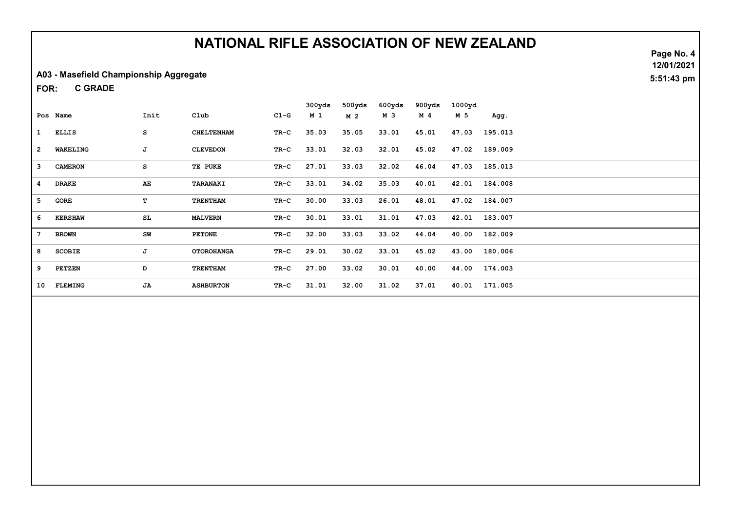# NATIONAL RIFLE ASSOCIATION OF NEW ZEALAND

12/01/2021
5:51:43 pm

**A03 - Masefield Championship Aggregate**

**FOR: C GRADE**

| Pos | Name | Init | Club | Cl-G | 300yds M 1 | 500yds M 2 | 600yds M 3 | 900yds M 4 | 1000yd M 5 | Agg. |
|---|---|---|---|---|---|---|---|---|---|---|
| 1 | ELLIS | S | CHELTENHAM | TR-C | 35.03 | 35.05 | 33.01 | 45.01 | 47.03 | 195.013 |
| 2 | WAKELING | J | CLEVEDON | TR-C | 33.01 | 32.03 | 32.01 | 45.02 | 47.02 | 189.009 |
| 3 | CAMERON | S | TE PUKE | TR-C | 27.01 | 33.03 | 32.02 | 46.04 | 47.03 | 185.013 |
| 4 | DRAKE | AE | TARANAKI | TR-C | 33.01 | 34.02 | 35.03 | 40.01 | 42.01 | 184.008 |
| 5 | GORE | T | TRENTHAM | TR-C | 30.00 | 33.03 | 26.01 | 48.01 | 47.02 | 184.007 |
| 6 | KERSHAW | SL | MALVERN | TR-C | 30.01 | 33.01 | 31.01 | 47.03 | 42.01 | 183.007 |
| 7 | BROWN | SW | PETONE | TR-C | 32.00 | 33.03 | 33.02 | 44.04 | 40.00 | 182.009 |
| 8 | SCOBIE | J | OTOROHANGA | TR-C | 29.01 | 30.02 | 33.01 | 45.02 | 43.00 | 180.006 |
| 9 | PETZEN | D | TRENTHAM | TR-C | 27.00 | 33.02 | 30.01 | 40.00 | 44.00 | 174.003 |
| 10 | FLEMING | JA | ASHBURTON | TR-C | 31.01 | 32.00 | 31.02 | 37.01 | 40.01 | 171.005 |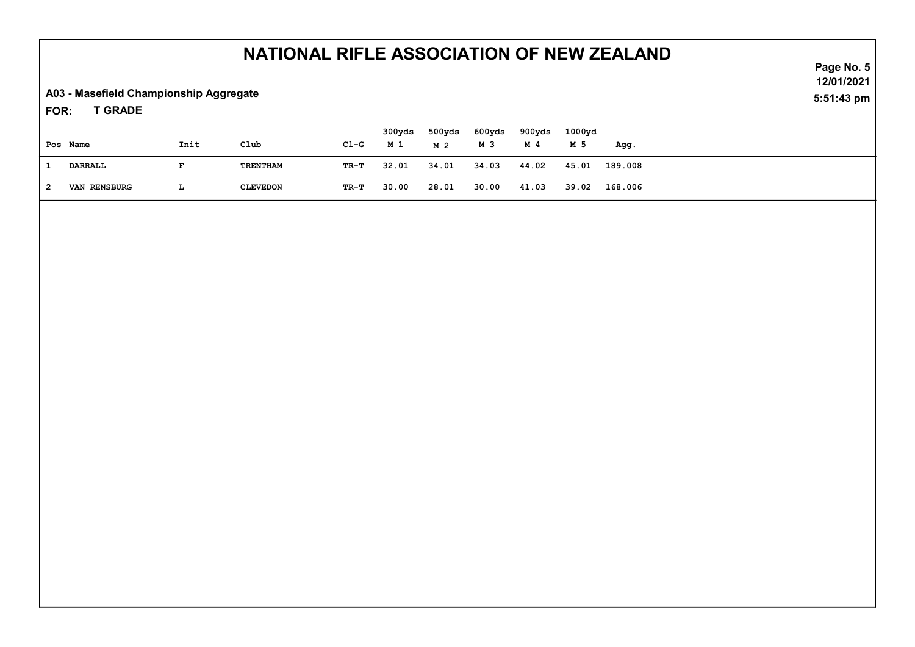# NATIONAL RIFLE ASSOCIATION OF NEW ZEALAND

**A03 - Masefield Championship Aggregate**

**FOR: T GRADE**

| Pos | Name | Init | Club | Cl-G | 300yds M 1 | 500yds M 2 | 600yds M 3 | 900yds M 4 | 1000yd M 5 | Agg. |
|---|---|---|---|---|---|---|---|---|---|---|
| 1 | DARRALL | F | TRENTHAM | TR-T | 32.01 | 34.01 | 34.03 | 44.02 | 45.01 | 189.008 |
| 2 | VAN RENSBURG | L | CLEVEDON | TR-T | 30.00 | 28.01 | 30.00 | 41.03 | 39.02 | 168.006 |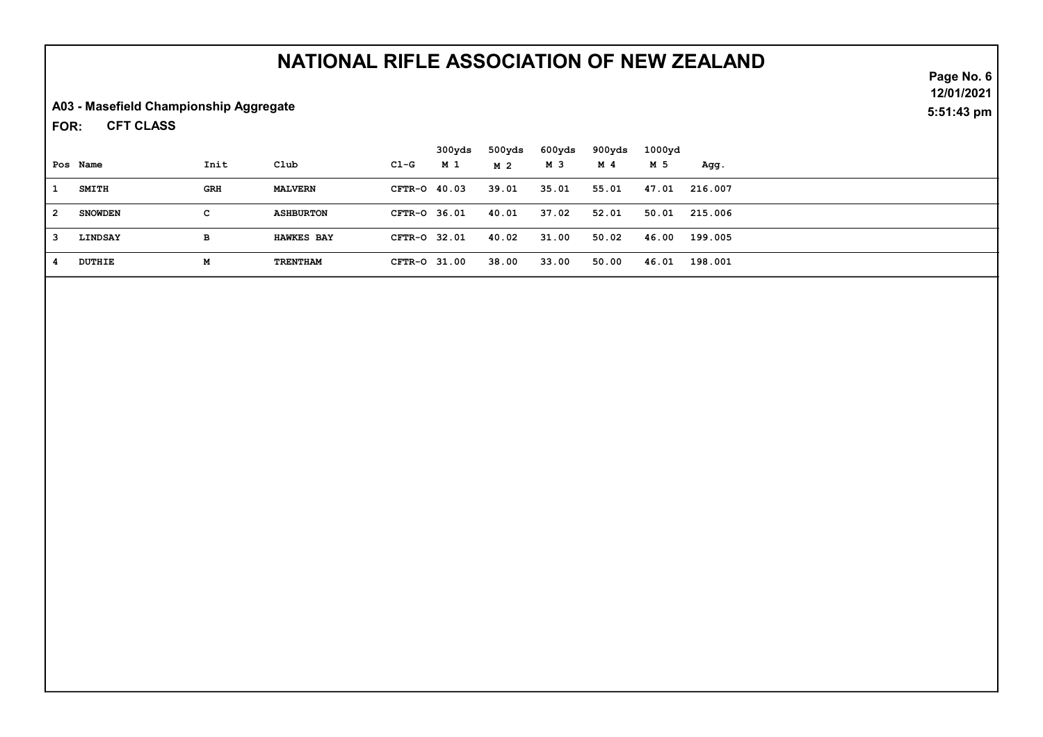# NATIONAL RIFLE ASSOCIATION OF NEW ZEALAND

12/01/2021
5:51:43 pm

**A03 - Masefield Championship Aggregate**

**FOR: CFT CLASS**

| Pos | Name | Init | Club | Cl-G | 300yds M 1 | 500yds M 2 | 600yds M 3 | 900yds M 4 | 1000yd M 5 | Agg. |
|---|---|---|---|---|---|---|---|---|---|---|
| 1 | SMITH | GRH | MALVERN | CFTR-O | 40.03 | 39.01 | 35.01 | 55.01 | 47.01 | 216.007 |
| 2 | SNOWDEN | C | ASHBURTON | CFTR-O | 36.01 | 40.01 | 37.02 | 52.01 | 50.01 | 215.006 |
| 3 | LINDSAY | B | HAWKES BAY | CFTR-O | 32.01 | 40.02 | 31.00 | 50.02 | 46.00 | 199.005 |
| 4 | DUTHIE | M | TRENTHAM | CFTR-O | 31.00 | 38.00 | 33.00 | 50.00 | 46.01 | 198.001 |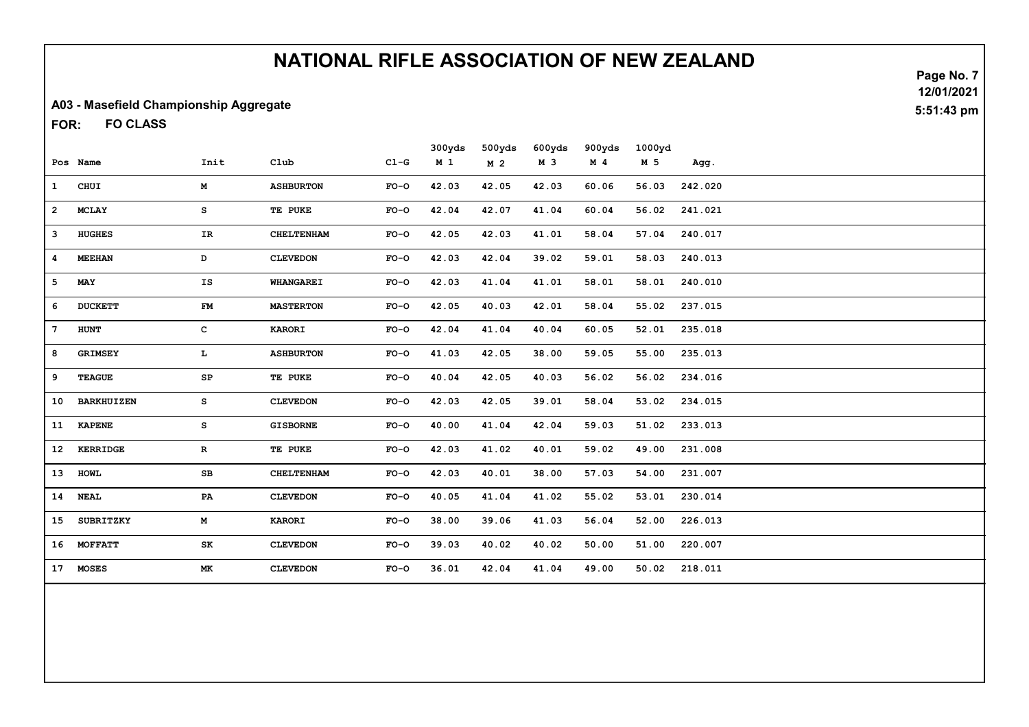# NATIONAL RIFLE ASSOCIATION OF NEW ZEALAND

12/01/2021
5:51:43 pm

**A03 - Masefield Championship Aggregate**

**FOR: FO CLASS**

| Pos | Name | Init | Club | Cl-G | 300yds M 1 | 500yds M 2 | 600yds M 3 | 900yds M 4 | 1000yd M 5 | Agg. |
|---|---|---|---|---|---|---|---|---|---|---|
| 1 | CHUI | M | ASHBURTON | FO-O | 42.03 | 42.05 | 42.03 | 60.06 | 56.03 | 242.020 |
| 2 | MCLAY | S | TE PUKE | FO-O | 42.04 | 42.07 | 41.04 | 60.04 | 56.02 | 241.021 |
| 3 | HUGHES | IR | CHELTENHAM | FO-O | 42.05 | 42.03 | 41.01 | 58.04 | 57.04 | 240.017 |
| 4 | MEEHAN | D | CLEVEDON | FO-O | 42.03 | 42.04 | 39.02 | 59.01 | 58.03 | 240.013 |
| 5 | MAY | IS | WHANGAREI | FO-O | 42.03 | 41.04 | 41.01 | 58.01 | 58.01 | 240.010 |
| 6 | DUCKETT | FM | MASTERTON | FO-O | 42.05 | 40.03 | 42.01 | 58.04 | 55.02 | 237.015 |
| 7 | HUNT | C | KARORI | FO-O | 42.04 | 41.04 | 40.04 | 60.05 | 52.01 | 235.018 |
| 8 | GRIMSEY | L | ASHBURTON | FO-O | 41.03 | 42.05 | 38.00 | 59.05 | 55.00 | 235.013 |
| 9 | TEAGUE | SP | TE PUKE | FO-O | 40.04 | 42.05 | 40.03 | 56.02 | 56.02 | 234.016 |
| 10 | BARKHUIZEN | S | CLEVEDON | FO-O | 42.03 | 42.05 | 39.01 | 58.04 | 53.02 | 234.015 |
| 11 | KAPENE | S | GISBORNE | FO-O | 40.00 | 41.04 | 42.04 | 59.03 | 51.02 | 233.013 |
| 12 | KERRIDGE | R | TE PUKE | FO-O | 42.03 | 41.02 | 40.01 | 59.02 | 49.00 | 231.008 |
| 13 | HOWL | SB | CHELTENHAM | FO-O | 42.03 | 40.01 | 38.00 | 57.03 | 54.00 | 231.007 |
| 14 | NEAL | PA | CLEVEDON | FO-O | 40.05 | 41.04 | 41.02 | 55.02 | 53.01 | 230.014 |
| 15 | SUBRITZKY | M | KARORI | FO-O | 38.00 | 39.06 | 41.03 | 56.04 | 52.00 | 226.013 |
| 16 | MOFFATT | SK | CLEVEDON | FO-O | 39.03 | 40.02 | 40.02 | 50.00 | 51.00 | 220.007 |
| 17 | MOSES | MK | CLEVEDON | FO-O | 36.01 | 42.04 | 41.04 | 49.00 | 50.02 | 218.011 |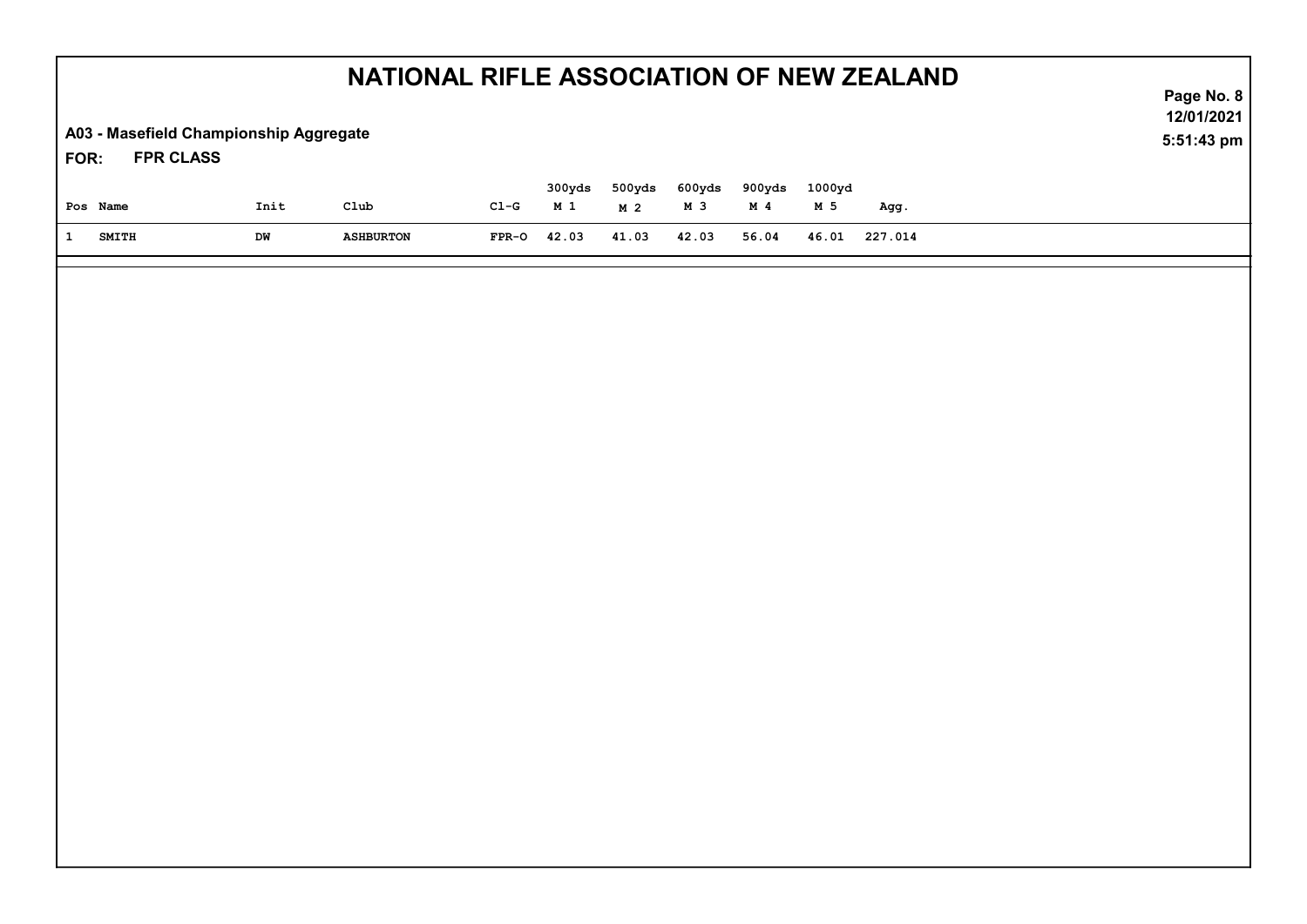# NATIONAL RIFLE ASSOCIATION OF NEW ZEALAND

**A03 - Masefield Championship Aggregate**

**FOR: FPR CLASS**

12/01/2021
5:51:43 pm

| Pos | Name | Init | Club | Cl-G | 300yds M 1 | 500yds M 2 | 600yds M 3 | 900yds M 4 | 1000yd M 5 | Agg. |
|---|---|---|---|---|---|---|---|---|---|---|
| 1 | SMITH | DW | ASHBURTON | FPR-O | 42.03 | 41.03 | 42.03 | 56.04 | 46.01 | 227.014 |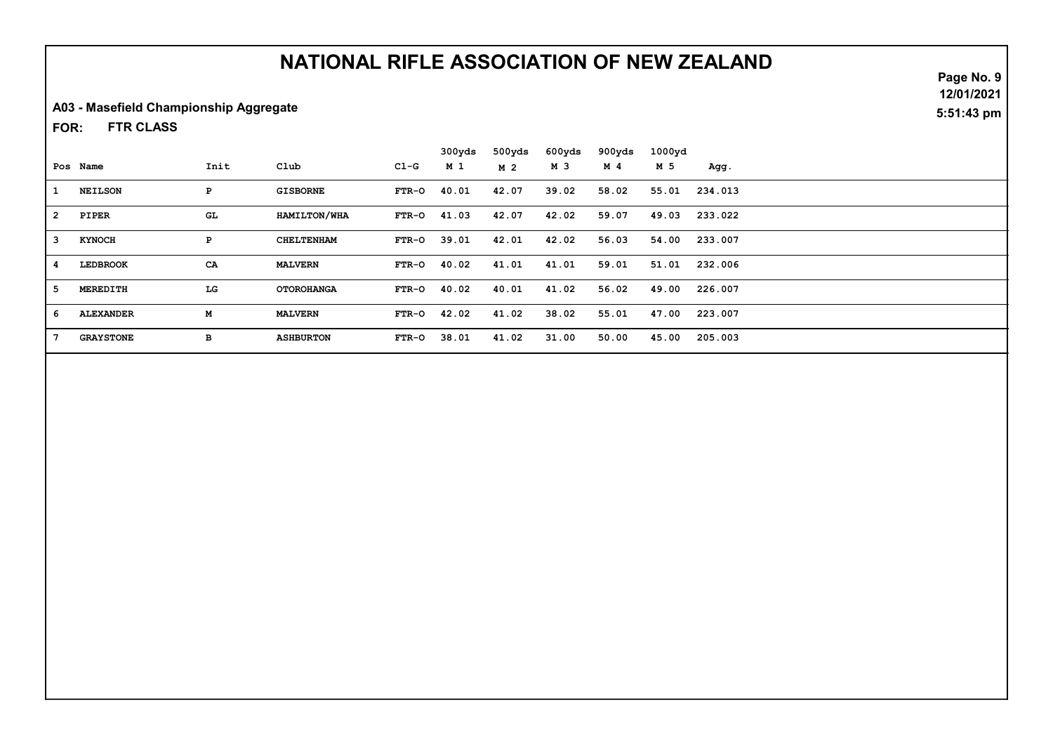# NATIONAL RIFLE ASSOCIATION OF NEW ZEALAND

12/01/2021
5:51:43 pm

**A03 - Masefield Championship Aggregate**

**FOR: FTR CLASS**

| Pos | Name | Init | Club | Cl-G | 300yds M 1 | 500yds M 2 | 600yds M 3 | 900yds M 4 | 1000yd M 5 | Agg. |
|---|---|---|---|---|---|---|---|---|---|---|
| 1 | NEILSON | P | GISBORNE | FTR-O | 40.01 | 42.07 | 39.02 | 58.02 | 55.01 | 234.013 |
| 2 | PIPER | GL | HAMILTON/WHA | FTR-O | 41.03 | 42.07 | 42.02 | 59.07 | 49.03 | 233.022 |
| 3 | KYNOCH | P | CHELTENHAM | FTR-O | 39.01 | 42.01 | 42.02 | 56.03 | 54.00 | 233.007 |
| 4 | LEDBROOK | CA | MALVERN | FTR-O | 40.02 | 41.01 | 41.01 | 59.01 | 51.01 | 232.006 |
| 5 | MEREDITH | LG | OTOROHANGA | FTR-O | 40.02 | 40.01 | 41.02 | 56.02 | 49.00 | 226.007 |
| 6 | ALEXANDER | M | MALVERN | FTR-O | 42.02 | 41.02 | 38.02 | 55.01 | 47.00 | 223.007 |
| 7 | GRAYSTONE | B | ASHBURTON | FTR-O | 38.01 | 41.02 | 31.00 | 50.00 | 45.00 | 205.003 |